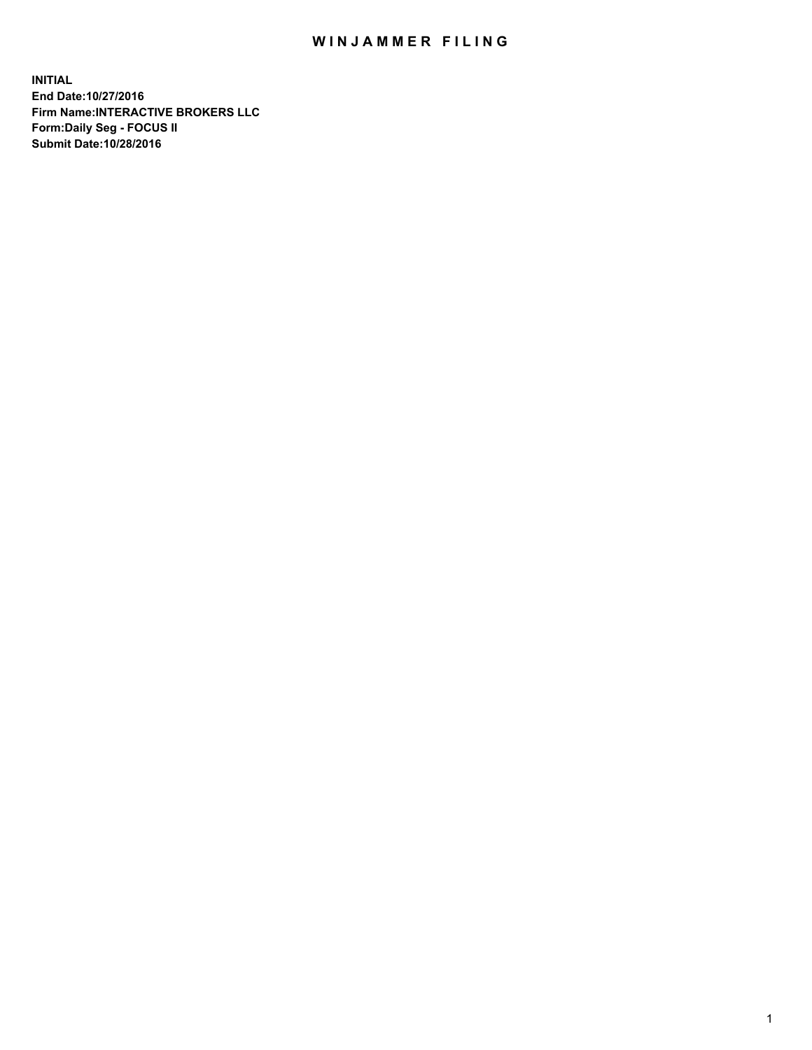# WINJAMMER FILING

**INITIAL**
**End Date:10/27/2016**
**Firm Name:INTERACTIVE BROKERS LLC**
**Form:Daily Seg - FOCUS II**
**Submit Date:10/28/2016**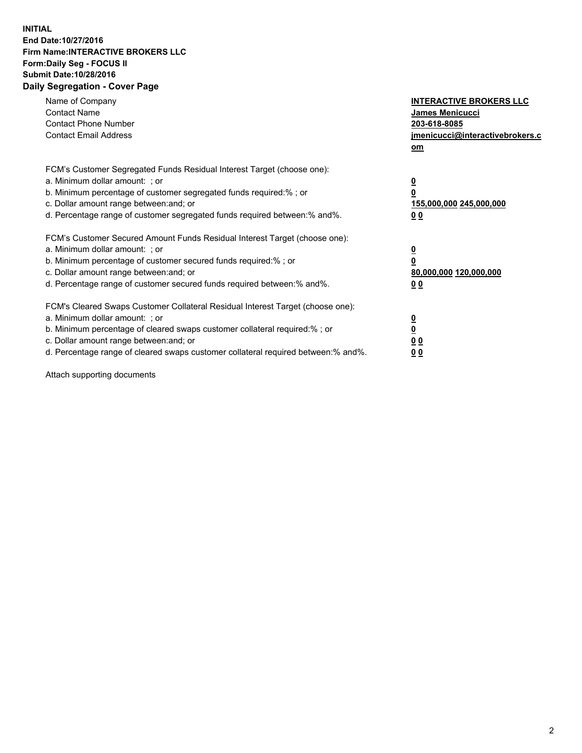**INITIAL**
**End Date:10/27/2016**
**Firm Name:INTERACTIVE BROKERS LLC**
**Form:Daily Seg - FOCUS II**
**Submit Date:10/28/2016**

## Daily Segregation - Cover Page

| | |
|---|---|
| Name of Company | **INTERACTIVE BROKERS LLC** |
| Contact Name | **James Menicucci** |
| Contact Phone Number | **203-618-8085** |
| Contact Email Address | **jmenicucci@interactivebrokers.com** |

FCM's Customer Segregated Funds Residual Interest Target (choose one):

| | |
|---|---|
| a. Minimum dollar amount: ; or | **0** |
| b. Minimum percentage of customer segregated funds required:% ; or | **0** |
| c. Dollar amount range between:and; or | **155,000,000 245,000,000** |
| d. Percentage range of customer segregated funds required between:% and%. | **0 0** |

FCM's Customer Secured Amount Funds Residual Interest Target (choose one):

| | |
|---|---|
| a. Minimum dollar amount: ; or | **0** |
| b. Minimum percentage of customer secured funds required:% ; or | **0** |
| c. Dollar amount range between:and; or | **80,000,000 120,000,000** |
| d. Percentage range of customer secured funds required between:% and%. | **0 0** |

FCM's Cleared Swaps Customer Collateral Residual Interest Target (choose one):

| | |
|---|---|
| a. Minimum dollar amount: ; or | **0** |
| b. Minimum percentage of cleared swaps customer collateral required:% ; or | **0** |
| c. Dollar amount range between:and; or | **0 0** |
| d. Percentage range of cleared swaps customer collateral required between:% and%. | **0 0** |

Attach supporting documents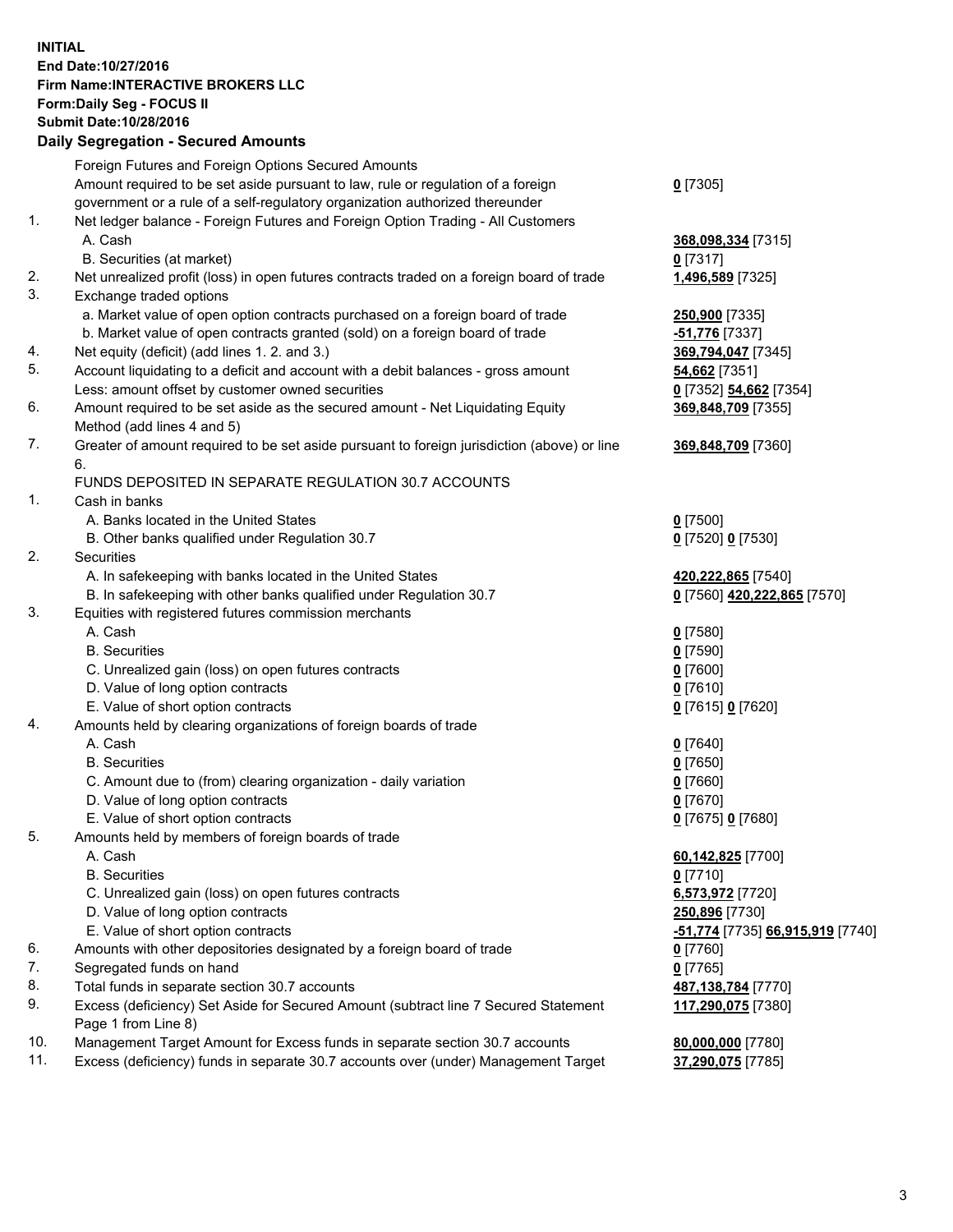**INITIAL**
**End Date:10/27/2016**
**Firm Name:INTERACTIVE BROKERS LLC**
**Form:Daily Seg - FOCUS II**
**Submit Date:10/28/2016**

**Daily Segregation - Secured Amounts**

| | | |
|---|---|---|
| | Foreign Futures and Foreign Options Secured Amounts | |
| | Amount required to be set aside pursuant to law, rule or regulation of a foreign government or a rule of a self-regulatory organization authorized thereunder | **0** [7305] |
| 1. | Net ledger balance - Foreign Futures and Foreign Option Trading - All Customers | |
| | A. Cash | **368,098,334** [7315] |
| | B. Securities (at market) | **0** [7317] |
| 2. | Net unrealized profit (loss) in open futures contracts traded on a foreign board of trade | **1,496,589** [7325] |
| 3. | Exchange traded options | |
| | a. Market value of open option contracts purchased on a foreign board of trade | **250,900** [7335] |
| | b. Market value of open contracts granted (sold) on a foreign board of trade | **-51,776** [7337] |
| 4. | Net equity (deficit) (add lines 1. 2. and 3.) | **369,794,047** [7345] |
| 5. | Account liquidating to a deficit and account with a debit balances - gross amount | **54,662** [7351] |
| | Less: amount offset by customer owned securities | **0** [7352] **54,662** [7354] |
| 6. | Amount required to be set aside as the secured amount - Net Liquidating Equity Method (add lines 4 and 5) | **369,848,709** [7355] |
| 7. | Greater of amount required to be set aside pursuant to foreign jurisdiction (above) or line 6. | **369,848,709** [7360] |
| | FUNDS DEPOSITED IN SEPARATE REGULATION 30.7 ACCOUNTS | |
| 1. | Cash in banks | |
| | A. Banks located in the United States | **0** [7500] |
| | B. Other banks qualified under Regulation 30.7 | **0** [7520] **0** [7530] |
| 2. | Securities | |
| | A. In safekeeping with banks located in the United States | **420,222,865** [7540] |
| | B. In safekeeping with other banks qualified under Regulation 30.7 | **0** [7560] **420,222,865** [7570] |
| 3. | Equities with registered futures commission merchants | |
| | A. Cash | **0** [7580] |
| | B. Securities | **0** [7590] |
| | C. Unrealized gain (loss) on open futures contracts | **0** [7600] |
| | D. Value of long option contracts | **0** [7610] |
| | E. Value of short option contracts | **0** [7615] **0** [7620] |
| 4. | Amounts held by clearing organizations of foreign boards of trade | |
| | A. Cash | **0** [7640] |
| | B. Securities | **0** [7650] |
| | C. Amount due to (from) clearing organization - daily variation | **0** [7660] |
| | D. Value of long option contracts | **0** [7670] |
| | E. Value of short option contracts | **0** [7675] **0** [7680] |
| 5. | Amounts held by members of foreign boards of trade | |
| | A. Cash | **60,142,825** [7700] |
| | B. Securities | **0** [7710] |
| | C. Unrealized gain (loss) on open futures contracts | **6,573,972** [7720] |
| | D. Value of long option contracts | **250,896** [7730] |
| | E. Value of short option contracts | **-51,774** [7735] **66,915,919** [7740] |
| 6. | Amounts with other depositories designated by a foreign board of trade | **0** [7760] |
| 7. | Segregated funds on hand | **0** [7765] |
| 8. | Total funds in separate section 30.7 accounts | **487,138,784** [7770] |
| 9. | Excess (deficiency) Set Aside for Secured Amount (subtract line 7 Secured Statement Page 1 from Line 8) | **117,290,075** [7380] |
| 10. | Management Target Amount for Excess funds in separate section 30.7 accounts | **80,000,000** [7780] |
| 11. | Excess (deficiency) funds in separate 30.7 accounts over (under) Management Target | **37,290,075** [7785] |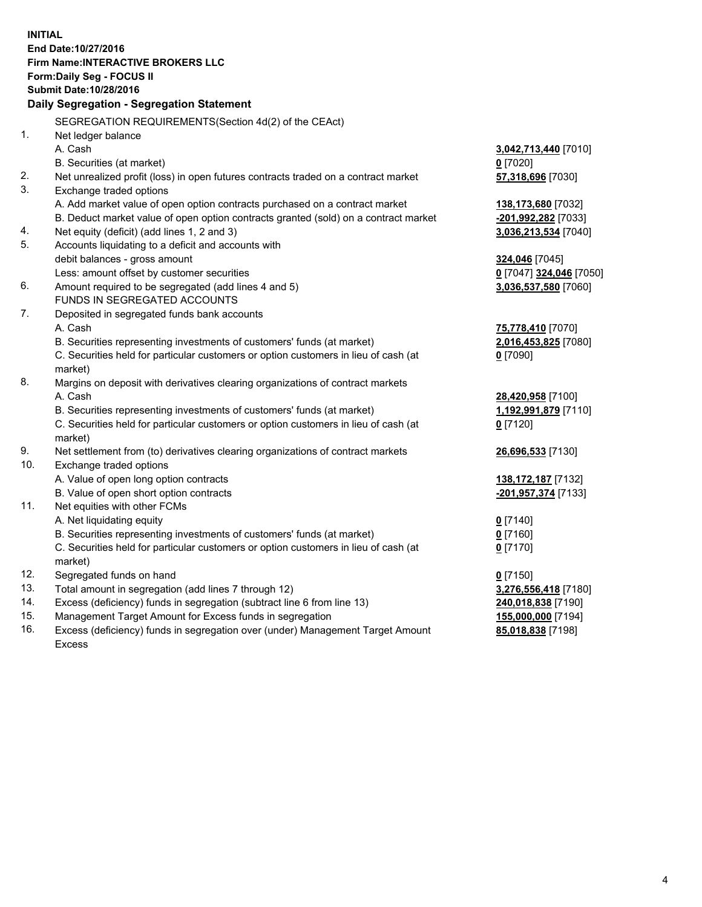**INITIAL**
**End Date:10/27/2016**
**Firm Name:INTERACTIVE BROKERS LLC**
**Form:Daily Seg - FOCUS II**
**Submit Date:10/28/2016**

**Daily Segregation - Segregation Statement**

SEGREGATION REQUIREMENTS(Section 4d(2) of the CEAct)

| | | |
|---|---|---|
| 1. | Net ledger balance | |
| | A. Cash | **3,042,713,440** [7010] |
| | B. Securities (at market) | **0** [7020] |
| 2. | Net unrealized profit (loss) in open futures contracts traded on a contract market | **57,318,696** [7030] |
| 3. | Exchange traded options | |
| | A. Add market value of open option contracts purchased on a contract market | **138,173,680** [7032] |
| | B. Deduct market value of open option contracts granted (sold) on a contract market | **-201,992,282** [7033] |
| 4. | Net equity (deficit) (add lines 1, 2 and 3) | **3,036,213,534** [7040] |
| 5. | Accounts liquidating to a deficit and accounts with debit balances - gross amount | **324,046** [7045] |
| | Less: amount offset by customer securities | **0** [7047] **324,046** [7050] |
| 6. | Amount required to be segregated (add lines 4 and 5) | **3,036,537,580** [7060] |
| | FUNDS IN SEGREGATED ACCOUNTS | |
| 7. | Deposited in segregated funds bank accounts | |
| | A. Cash | **75,778,410** [7070] |
| | B. Securities representing investments of customers' funds (at market) | **2,016,453,825** [7080] |
| | C. Securities held for particular customers or option customers in lieu of cash (at market) | **0** [7090] |
| 8. | Margins on deposit with derivatives clearing organizations of contract markets | |
| | A. Cash | **28,420,958** [7100] |
| | B. Securities representing investments of customers' funds (at market) | **1,192,991,879** [7110] |
| | C. Securities held for particular customers or option customers in lieu of cash (at market) | **0** [7120] |
| 9. | Net settlement from (to) derivatives clearing organizations of contract markets | **26,696,533** [7130] |
| 10. | Exchange traded options | |
| | A. Value of open long option contracts | **138,172,187** [7132] |
| | B. Value of open short option contracts | **-201,957,374** [7133] |
| 11. | Net equities with other FCMs | |
| | A. Net liquidating equity | **0** [7140] |
| | B. Securities representing investments of customers' funds (at market) | **0** [7160] |
| | C. Securities held for particular customers or option customers in lieu of cash (at market) | **0** [7170] |
| 12. | Segregated funds on hand | **0** [7150] |
| 13. | Total amount in segregation (add lines 7 through 12) | **3,276,556,418** [7180] |
| 14. | Excess (deficiency) funds in segregation (subtract line 6 from line 13) | **240,018,838** [7190] |
| 15. | Management Target Amount for Excess funds in segregation | **155,000,000** [7194] |
| 16. | Excess (deficiency) funds in segregation over (under) Management Target Amount Excess | **85,018,838** [7198] |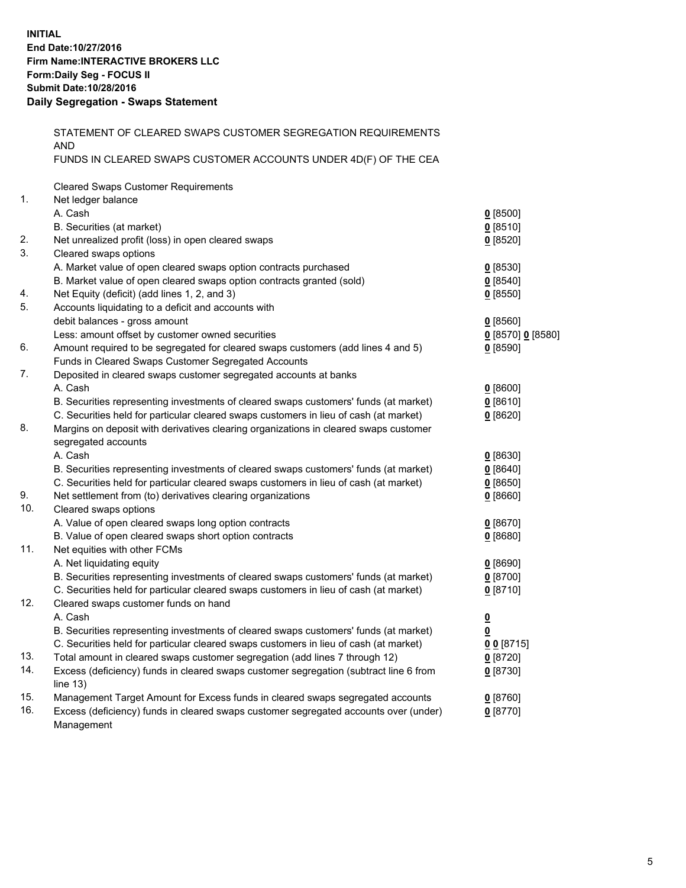**INITIAL**
**End Date:10/27/2016**
**Firm Name:INTERACTIVE BROKERS LLC**
**Form:Daily Seg - FOCUS II**
**Submit Date:10/28/2016**
**Daily Segregation - Swaps Statement**

STATEMENT OF CLEARED SWAPS CUSTOMER SEGREGATION REQUIREMENTS AND FUNDS IN CLEARED SWAPS CUSTOMER ACCOUNTS UNDER 4D(F) OF THE CEA

| | | |
|---|---|---|
| | Cleared Swaps Customer Requirements | |
| 1. | Net ledger balance | |
| | A. Cash | 0 [8500] |
| | B. Securities (at market) | 0 [8510] |
| 2. | Net unrealized profit (loss) in open cleared swaps | 0 [8520] |
| 3. | Cleared swaps options | |
| | A. Market value of open cleared swaps option contracts purchased | 0 [8530] |
| | B. Market value of open cleared swaps option contracts granted (sold) | 0 [8540] |
| 4. | Net Equity (deficit) (add lines 1, 2, and 3) | 0 [8550] |
| 5. | Accounts liquidating to a deficit and accounts with debit balances - gross amount | 0 [8560] |
| | Less: amount offset by customer owned securities | 0 [8570] 0 [8580] |
| 6. | Amount required to be segregated for cleared swaps customers (add lines 4 and 5) | 0 [8590] |
| | Funds in Cleared Swaps Customer Segregated Accounts | |
| 7. | Deposited in cleared swaps customer segregated accounts at banks | |
| | A. Cash | 0 [8600] |
| | B. Securities representing investments of cleared swaps customers' funds (at market) | 0 [8610] |
| | C. Securities held for particular cleared swaps customers in lieu of cash (at market) | 0 [8620] |
| 8. | Margins on deposit with derivatives clearing organizations in cleared swaps customer segregated accounts | |
| | A. Cash | 0 [8630] |
| | B. Securities representing investments of cleared swaps customers' funds (at market) | 0 [8640] |
| | C. Securities held for particular cleared swaps customers in lieu of cash (at market) | 0 [8650] |
| 9. | Net settlement from (to) derivatives clearing organizations | 0 [8660] |
| 10. | Cleared swaps options | |
| | A. Value of open cleared swaps long option contracts | 0 [8670] |
| | B. Value of open cleared swaps short option contracts | 0 [8680] |
| 11. | Net equities with other FCMs | |
| | A. Net liquidating equity | 0 [8690] |
| | B. Securities representing investments of cleared swaps customers' funds (at market) | 0 [8700] |
| | C. Securities held for particular cleared swaps customers in lieu of cash (at market) | 0 [8710] |
| 12. | Cleared swaps customer funds on hand | |
| | A. Cash | 0 |
| | B. Securities representing investments of cleared swaps customers' funds (at market) | 0 |
| | C. Securities held for particular cleared swaps customers in lieu of cash (at market) | 0 0 [8715] |
| 13. | Total amount in cleared swaps customer segregation (add lines 7 through 12) | 0 [8720] |
| 14. | Excess (deficiency) funds in cleared swaps customer segregation (subtract line 6 from line 13) | 0 [8730] |
| 15. | Management Target Amount for Excess funds in cleared swaps segregated accounts | 0 [8760] |
| 16. | Excess (deficiency) funds in cleared swaps customer segregated accounts over (under) Management | 0 [8770] |